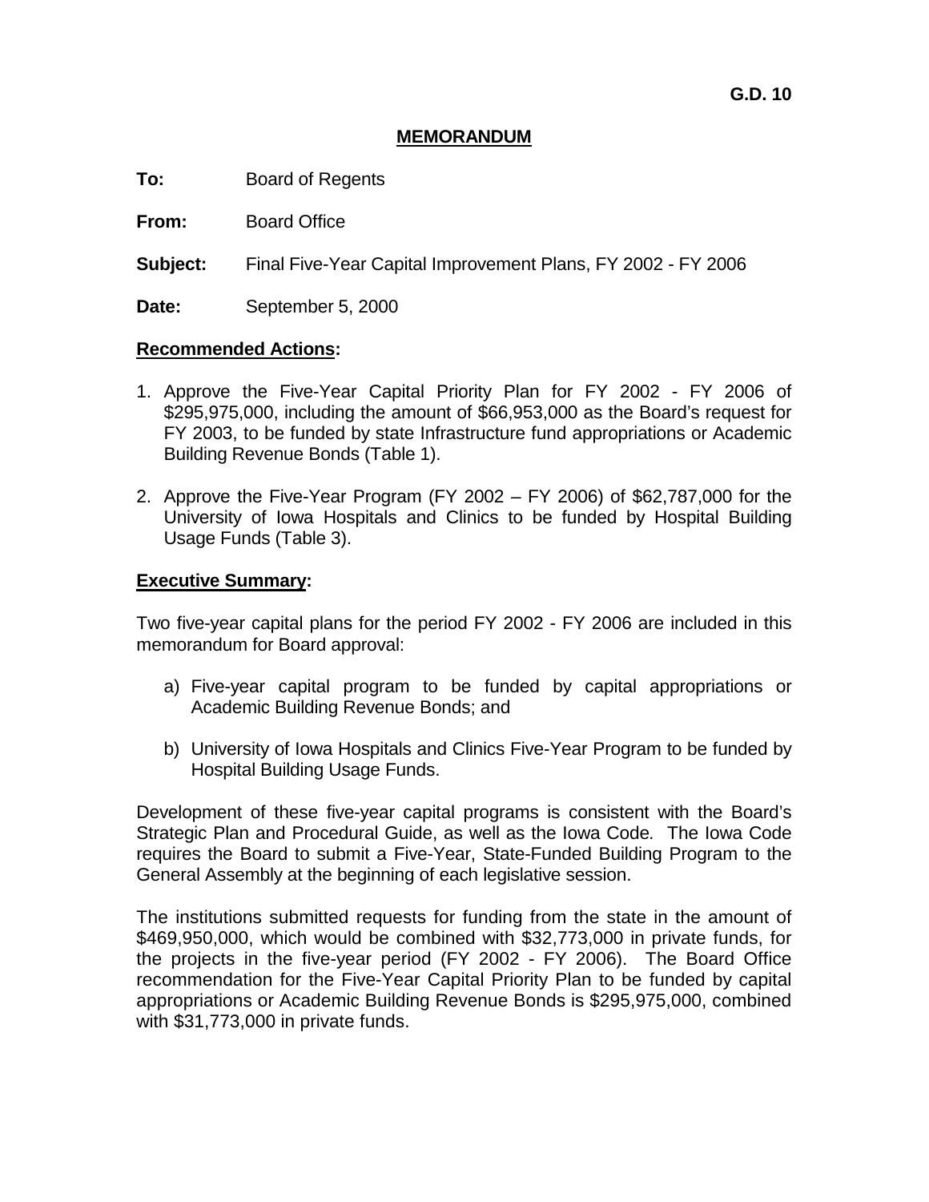G.D. 10

**MEMORANDUM**

**To:** Board of Regents

**From:** Board Office

**Subject:** Final Five-Year Capital Improvement Plans, FY 2002 - FY 2006

**Date:** September 5, 2000

**Recommended Actions:**

1. Approve the Five-Year Capital Priority Plan for FY 2002 - FY 2006 of $295,975,000, including the amount of $66,953,000 as the Board's request for FY 2003, to be funded by state Infrastructure fund appropriations or Academic Building Revenue Bonds (Table 1).

2. Approve the Five-Year Program (FY 2002 – FY 2006) of $62,787,000 for the University of Iowa Hospitals and Clinics to be funded by Hospital Building Usage Funds (Table 3).

**Executive Summary:**

Two five-year capital plans for the period FY 2002 - FY 2006 are included in this memorandum for Board approval:

a) Five-year capital program to be funded by capital appropriations or Academic Building Revenue Bonds; and

b) University of Iowa Hospitals and Clinics Five-Year Program to be funded by Hospital Building Usage Funds.

Development of these five-year capital programs is consistent with the Board's Strategic Plan and Procedural Guide, as well as the Iowa Code*.* The Iowa Code requires the Board to submit a Five-Year, State-Funded Building Program to the General Assembly at the beginning of each legislative session.

The institutions submitted requests for funding from the state in the amount of $469,950,000, which would be combined with $32,773,000 in private funds, for the projects in the five-year period (FY 2002 - FY 2006). The Board Office recommendation for the Five-Year Capital Priority Plan to be funded by capital appropriations or Academic Building Revenue Bonds is $295,975,000, combined with $31,773,000 in private funds.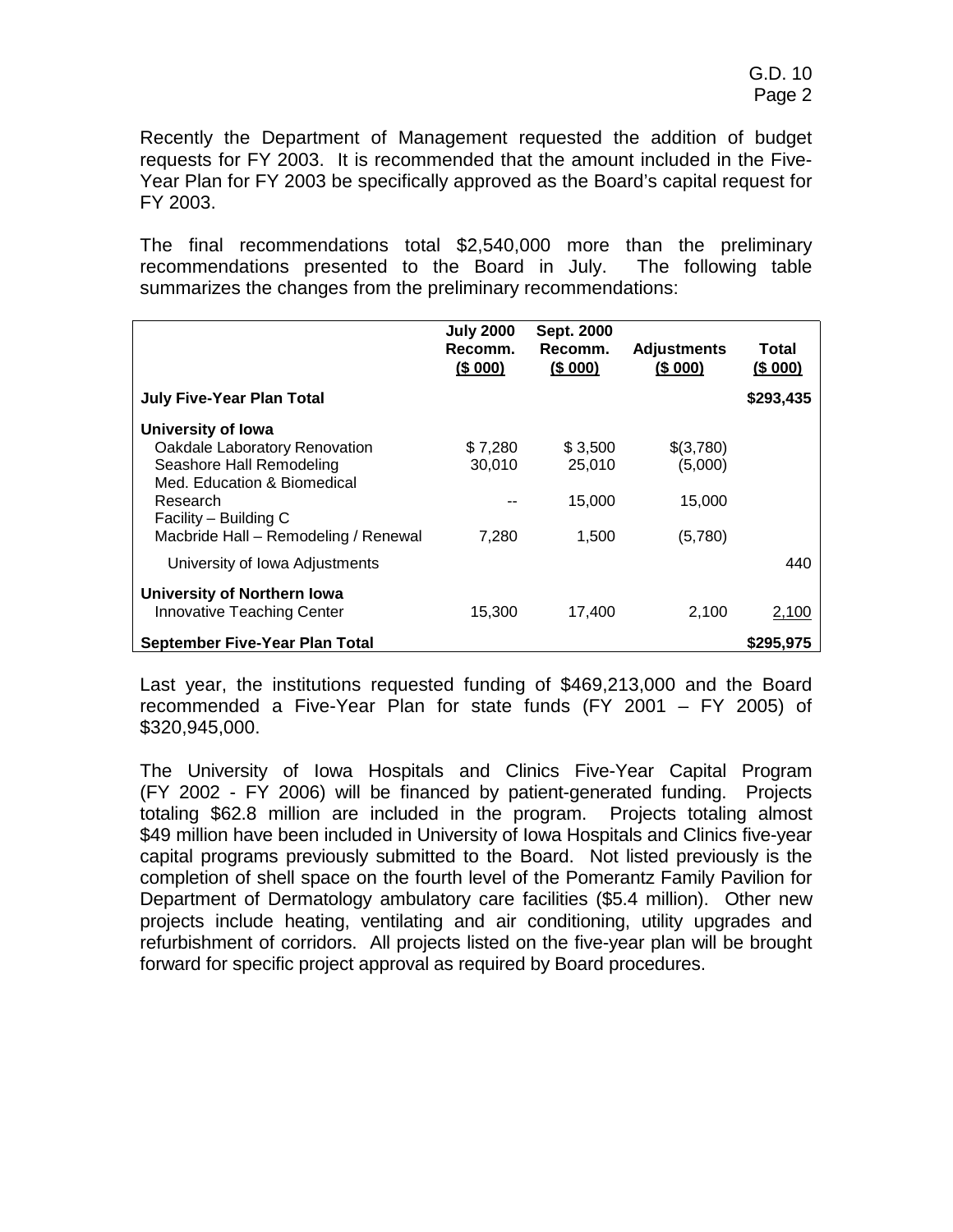Recently the Department of Management requested the addition of budget requests for FY 2003. It is recommended that the amount included in the Five-Year Plan for FY 2003 be specifically approved as the Board's capital request for FY 2003.

The final recommendations total $2,540,000 more than the preliminary recommendations presented to the Board in July. The following table summarizes the changes from the preliminary recommendations:

| | July 2000 Recomm. ($ 000) | Sept. 2000 Recomm. ($ 000) | Adjustments ($ 000) | Total ($ 000) |
|---|---|---|---|---|
| **July Five-Year Plan Total** | | | | **$293,435** |
| **University of Iowa** | | | | |
| Oakdale Laboratory Renovation | $ 7,280 | $ 3,500 | $(3,780) | |
| Seashore Hall Remodeling | 30,010 | 25,010 | (5,000) | |
| Med. Education & Biomedical Research Facility – Building C | -- | 15,000 | 15,000 | |
| Macbride Hall – Remodeling / Renewal | 7,280 | 1,500 | (5,780) | |
| University of Iowa Adjustments | | | | 440 |
| **University of Northern Iowa** | | | | |
| Innovative Teaching Center | 15,300 | 17,400 | 2,100 | 2,100 |
| **September Five-Year Plan Total** | | | | **$295,975** |

Last year, the institutions requested funding of $469,213,000 and the Board recommended a Five-Year Plan for state funds (FY 2001 – FY 2005) of $320,945,000.

The University of Iowa Hospitals and Clinics Five-Year Capital Program (FY 2002 - FY 2006) will be financed by patient-generated funding. Projects totaling $62.8 million are included in the program. Projects totaling almost $49 million have been included in University of Iowa Hospitals and Clinics five-year capital programs previously submitted to the Board. Not listed previously is the completion of shell space on the fourth level of the Pomerantz Family Pavilion for Department of Dermatology ambulatory care facilities ($5.4 million). Other new projects include heating, ventilating and air conditioning, utility upgrades and refurbishment of corridors. All projects listed on the five-year plan will be brought forward for specific project approval as required by Board procedures.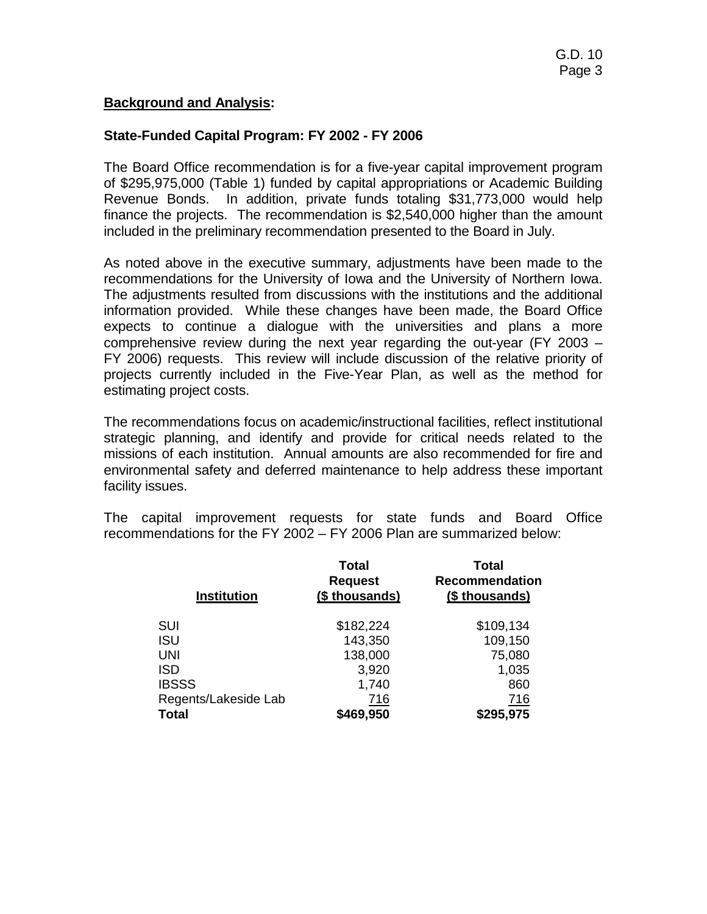## Background and Analysis:

### State-Funded Capital Program: FY 2002 - FY 2006

The Board Office recommendation is for a five-year capital improvement program of $295,975,000 (Table 1) funded by capital appropriations or Academic Building Revenue Bonds. In addition, private funds totaling $31,773,000 would help finance the projects. The recommendation is $2,540,000 higher than the amount included in the preliminary recommendation presented to the Board in July.

As noted above in the executive summary, adjustments have been made to the recommendations for the University of Iowa and the University of Northern Iowa. The adjustments resulted from discussions with the institutions and the additional information provided. While these changes have been made, the Board Office expects to continue a dialogue with the universities and plans a more comprehensive review during the next year regarding the out-year (FY 2003 – FY 2006) requests. This review will include discussion of the relative priority of projects currently included in the Five-Year Plan, as well as the method for estimating project costs.

The recommendations focus on academic/instructional facilities, reflect institutional strategic planning, and identify and provide for critical needs related to the missions of each institution. Annual amounts are also recommended for fire and environmental safety and deferred maintenance to help address these important facility issues.

The capital improvement requests for state funds and Board Office recommendations for the FY 2002 – FY 2006 Plan are summarized below:

| Institution | Total Request ($ thousands) | Total Recommendation ($ thousands) |
|---|---|---|
| SUI | $182,224 | $109,134 |
| ISU | 143,350 | 109,150 |
| UNI | 138,000 | 75,080 |
| ISD | 3,920 | 1,035 |
| IBSSS | 1,740 | 860 |
| Regents/Lakeside Lab | 716 | 716 |
| **Total** | **$469,950** | **$295,975** |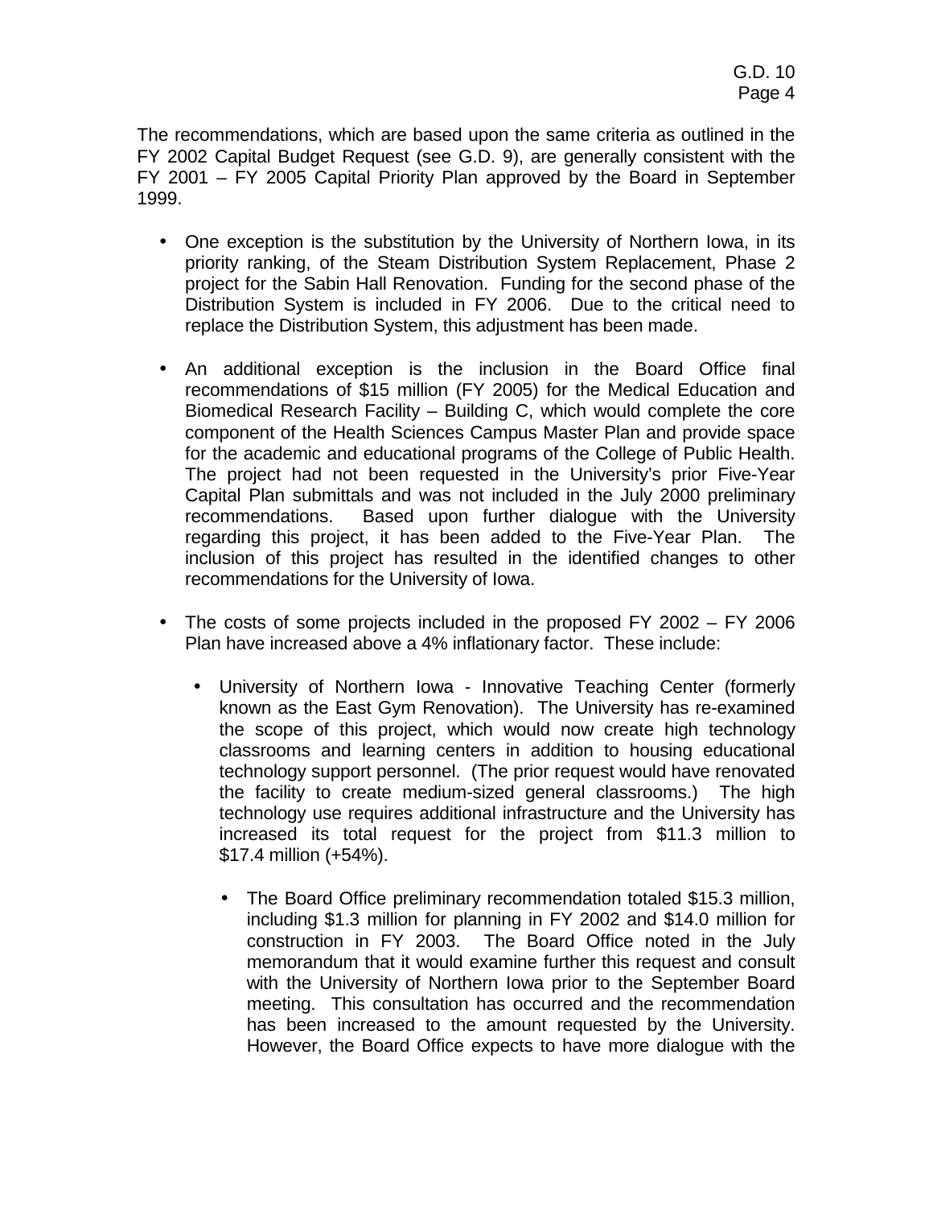The recommendations, which are based upon the same criteria as outlined in the FY 2002 Capital Budget Request (see G.D. 9), are generally consistent with the FY 2001 – FY 2005 Capital Priority Plan approved by the Board in September 1999.

- One exception is the substitution by the University of Northern Iowa, in its priority ranking, of the Steam Distribution System Replacement, Phase 2 project for the Sabin Hall Renovation. Funding for the second phase of the Distribution System is included in FY 2006. Due to the critical need to replace the Distribution System, this adjustment has been made.

- An additional exception is the inclusion in the Board Office final recommendations of $15 million (FY 2005) for the Medical Education and Biomedical Research Facility – Building C, which would complete the core component of the Health Sciences Campus Master Plan and provide space for the academic and educational programs of the College of Public Health. The project had not been requested in the University's prior Five-Year Capital Plan submittals and was not included in the July 2000 preliminary recommendations. Based upon further dialogue with the University regarding this project, it has been added to the Five-Year Plan. The inclusion of this project has resulted in the identified changes to other recommendations for the University of Iowa.

- The costs of some projects included in the proposed FY 2002 – FY 2006 Plan have increased above a 4% inflationary factor. These include:

  - University of Northern Iowa - Innovative Teaching Center (formerly known as the East Gym Renovation). The University has re-examined the scope of this project, which would now create high technology classrooms and learning centers in addition to housing educational technology support personnel. (The prior request would have renovated the facility to create medium-sized general classrooms.) The high technology use requires additional infrastructure and the University has increased its total request for the project from $11.3 million to $17.4 million (+54%).

    - The Board Office preliminary recommendation totaled $15.3 million, including $1.3 million for planning in FY 2002 and $14.0 million for construction in FY 2003. The Board Office noted in the July memorandum that it would examine further this request and consult with the University of Northern Iowa prior to the September Board meeting. This consultation has occurred and the recommendation has been increased to the amount requested by the University. However, the Board Office expects to have more dialogue with the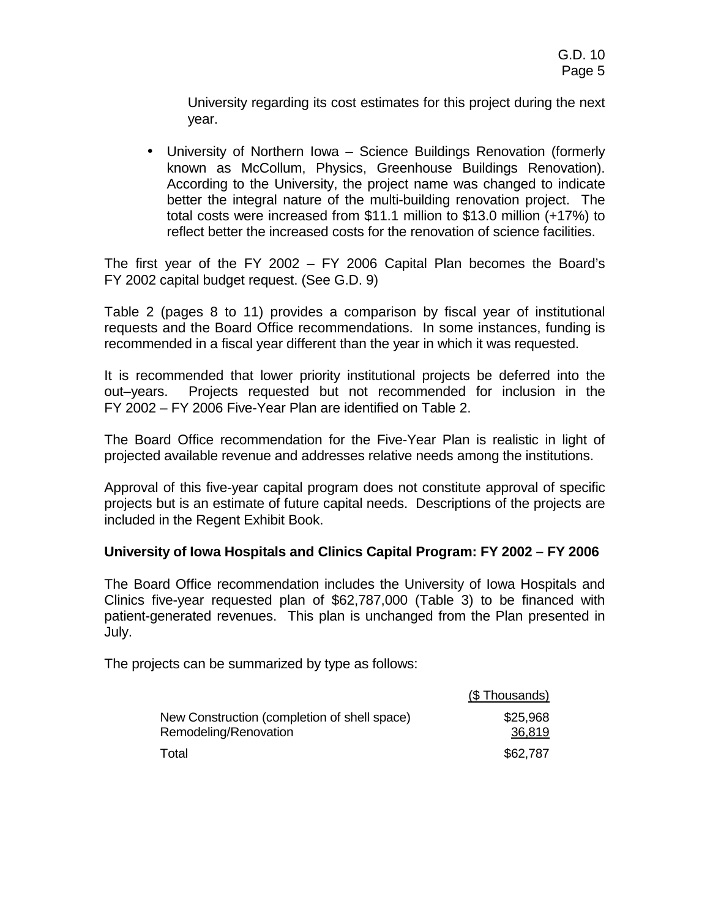University regarding its cost estimates for this project during the next year.

- University of Northern Iowa – Science Buildings Renovation (formerly known as McCollum, Physics, Greenhouse Buildings Renovation). According to the University, the project name was changed to indicate better the integral nature of the multi-building renovation project. The total costs were increased from $11.1 million to $13.0 million (+17%) to reflect better the increased costs for the renovation of science facilities.

The first year of the FY 2002 – FY 2006 Capital Plan becomes the Board's FY 2002 capital budget request. (See G.D. 9)

Table 2 (pages 8 to 11) provides a comparison by fiscal year of institutional requests and the Board Office recommendations. In some instances, funding is recommended in a fiscal year different than the year in which it was requested.

It is recommended that lower priority institutional projects be deferred into the out–years. Projects requested but not recommended for inclusion in the FY 2002 – FY 2006 Five-Year Plan are identified on Table 2.

The Board Office recommendation for the Five-Year Plan is realistic in light of projected available revenue and addresses relative needs among the institutions.

Approval of this five-year capital program does not constitute approval of specific projects but is an estimate of future capital needs. Descriptions of the projects are included in the Regent Exhibit Book.

**University of Iowa Hospitals and Clinics Capital Program: FY 2002 – FY 2006**

The Board Office recommendation includes the University of Iowa Hospitals and Clinics five-year requested plan of $62,787,000 (Table 3) to be financed with patient-generated revenues. This plan is unchanged from the Plan presented in July.

The projects can be summarized by type as follows:

| | ($ Thousands) |
|---|---|
| New Construction (completion of shell space) | $25,968 |
| Remodeling/Renovation | 36,819 |
| Total | $62,787 |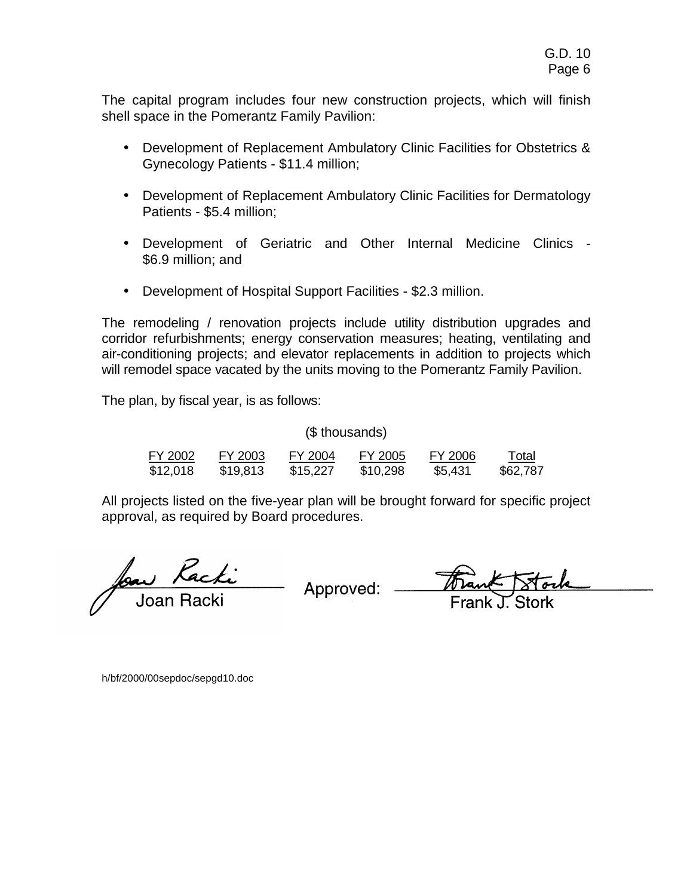The capital program includes four new construction projects, which will finish shell space in the Pomerantz Family Pavilion:

- Development of Replacement Ambulatory Clinic Facilities for Obstetrics & Gynecology Patients - $11.4 million;
- Development of Replacement Ambulatory Clinic Facilities for Dermatology Patients - $5.4 million;
- Development of Geriatric and Other Internal Medicine Clinics - $6.9 million; and
- Development of Hospital Support Facilities - $2.3 million.

The remodeling / renovation projects include utility distribution upgrades and corridor refurbishments; energy conservation measures; heating, ventilating and air-conditioning projects; and elevator replacements in addition to projects which will remodel space vacated by the units moving to the Pomerantz Family Pavilion.

The plan, by fiscal year, is as follows:

($ thousands)

| FY 2002 | FY 2003 | FY 2004 | FY 2005 | FY 2006 | Total |
|---|---|---|---|---|---|
| $12,018 | $19,813 | $15,227 | $10,298 | $5,431 | $62,787 |

All projects listed on the five-year plan will be brought forward for specific project approval, as required by Board procedures.

Joan Racki

Approved: Frank J. Stork

h/bf/2000/00sepdoc/sepgd10.doc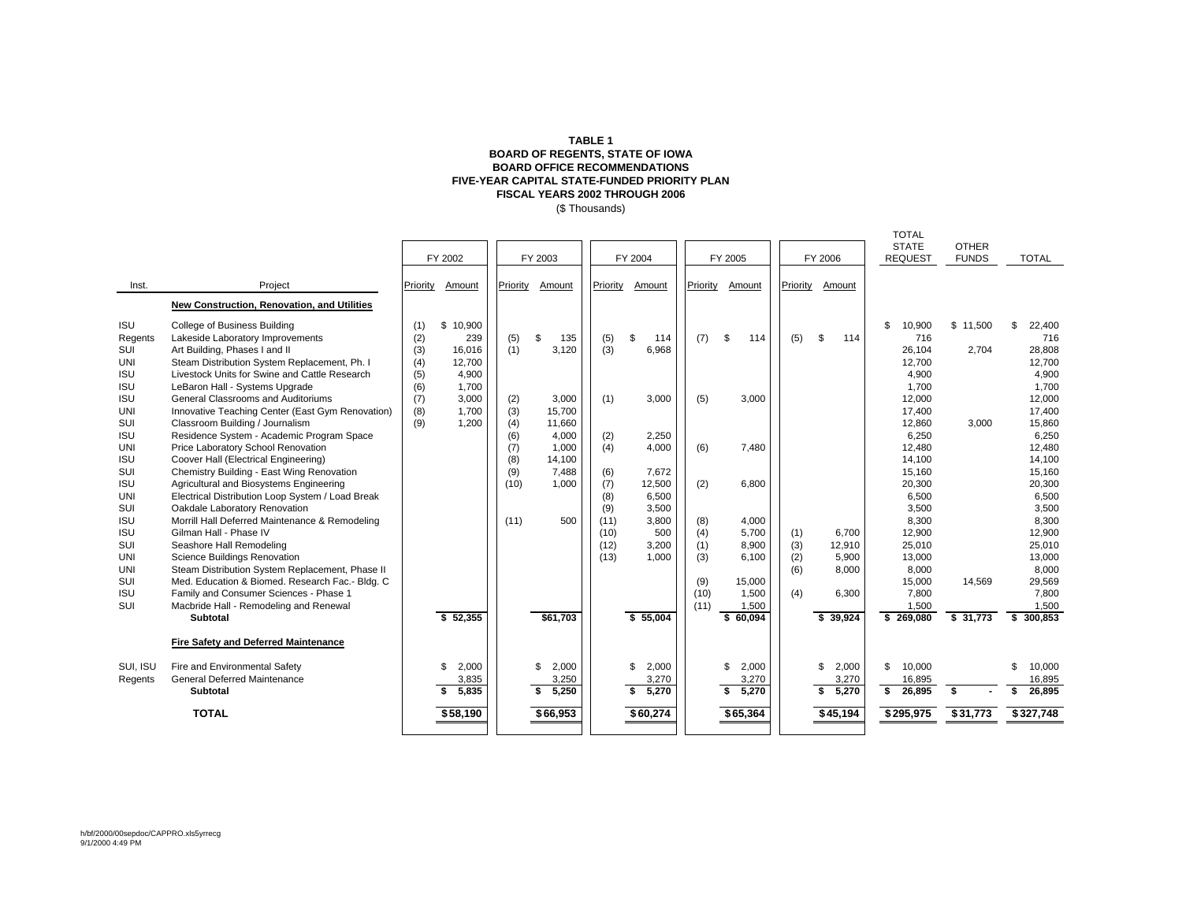**TABLE 1**
**BOARD OF REGENTS, STATE OF IOWA**
**BOARD OFFICE RECOMMENDATIONS**
**FIVE-YEAR CAPITAL STATE-FUNDED PRIORITY PLAN**
**FISCAL YEARS 2002 THROUGH 2006**
($ Thousands)

| | | FY 2002 | | FY 2003 | | FY 2004 | | FY 2005 | | FY 2006 | | TOTAL STATE REQUEST | OTHER FUNDS | TOTAL |
|---|---|---|---|---|---|---|---|---|---|---|---|---|---|---|
| Inst. | Project | Priority | Amount | Priority | Amount | Priority | Amount | Priority | Amount | Priority | Amount | | | |
| | **New Construction, Renovation, and Utilities** | | | | | | | | | | | | | |
| ISU | College of Business Building | (1) | $ 10,900 | | | | | | | | | $ 10,900 | $ 11,500 | $ 22,400 |
| Regents | Lakeside Laboratory Improvements | (2) | 239 | (5) | $ 135 | (5) | $ 114 | (7) | $ 114 | (5) | $ 114 | 716 | | 716 |
| SUI | Art Building, Phases I and II | (3) | 16,016 | (1) | 3,120 | (3) | 6,968 | | | | | 26,104 | 2,704 | 28,808 |
| UNI | Steam Distribution System Replacement, Ph. I | (4) | 12,700 | | | | | | | | | 12,700 | | 12,700 |
| ISU | Livestock Units for Swine and Cattle Research | (5) | 4,900 | | | | | | | | | 4,900 | | 4,900 |
| ISU | LeBaron Hall - Systems Upgrade | (6) | 1,700 | | | | | | | | | 1,700 | | 1,700 |
| ISU | General Classrooms and Auditoriums | (7) | 3,000 | (2) | 3,000 | (1) | 3,000 | (5) | 3,000 | | | 12,000 | | 12,000 |
| UNI | Innovative Teaching Center (East Gym Renovation) | (8) | 1,700 | (3) | 15,700 | | | | | | | 17,400 | | 17,400 |
| SUI | Classroom Building / Journalism | (9) | 1,200 | (4) | 11,660 | | | | | | | 12,860 | 3,000 | 15,860 |
| ISU | Residence System - Academic Program Space | | | (6) | 4,000 | (2) | 2,250 | | | | | 6,250 | | 6,250 |
| UNI | Price Laboratory School Renovation | | | (7) | 1,000 | (4) | 4,000 | (6) | 7,480 | | | 12,480 | | 12,480 |
| ISU | Coover Hall (Electrical Engineering) | | | (8) | 14,100 | | | | | | | 14,100 | | 14,100 |
| SUI | Chemistry Building - East Wing Renovation | | | (9) | 7,488 | (6) | 7,672 | | | | | 15,160 | | 15,160 |
| ISU | Agricultural and Biosystems Engineering | | | (10) | 1,000 | (7) | 12,500 | (2) | 6,800 | | | 20,300 | | 20,300 |
| UNI | Electrical Distribution Loop System / Load Break | | | | | (8) | 6,500 | | | | | 6,500 | | 6,500 |
| SUI | Oakdale Laboratory Renovation | | | | | (9) | 3,500 | | | | | 3,500 | | 3,500 |
| ISU | Morrill Hall Deferred Maintenance & Remodeling | | | (11) | 500 | (11) | 3,800 | (8) | 4,000 | | | 8,300 | | 8,300 |
| ISU | Gilman Hall - Phase IV | | | | | (10) | 500 | (4) | 5,700 | (1) | 6,700 | 12,900 | | 12,900 |
| SUI | Seashore Hall Remodeling | | | | | (12) | 3,200 | (1) | 8,900 | (3) | 12,910 | 25,010 | | 25,010 |
| UNI | Science Buildings Renovation | | | | | (13) | 1,000 | (3) | 6,100 | (2) | 5,900 | 13,000 | | 13,000 |
| UNI | Steam Distribution System Replacement, Phase II | | | | | | | | | (6) | 8,000 | 8,000 | | 8,000 |
| SUI | Med. Education & Biomed. Research Fac.- Bldg. C | | | | | | | (9) | 15,000 | | | 15,000 | 14,569 | 29,569 |
| ISU | Family and Consumer Sciences - Phase 1 | | | | | | | (10) | 1,500 | (4) | 6,300 | 7,800 | | 7,800 |
| SUI | Macbride Hall - Remodeling and Renewal | | | | | | | (11) | 1,500 | | | 1,500 | | 1,500 |
| | **Subtotal** | | **$ 52,355** | | **$61,703** | | **$ 55,004** | | **$ 60,094** | | **$ 39,924** | **$ 269,080** | **$ 31,773** | **$ 300,853** |
| | **Fire Safety and Deferred Maintenance** | | | | | | | | | | | | | |
| SUI, ISU | Fire and Environmental Safety | | $ 2,000 | | $ 2,000 | | $ 2,000 | | $ 2,000 | | $ 2,000 | $ 10,000 | | $ 10,000 |
| Regents | General Deferred Maintenance | | 3,835 | | 3,250 | | 3,270 | | 3,270 | | 3,270 | 16,895 | | 16,895 |
| | **Subtotal** | | **$ 5,835** | | **$ 5,250** | | **$ 5,270** | | **$ 5,270** | | **$ 5,270** | **$ 26,895** | **$ -** | **$ 26,895** |
| | **TOTAL** | | **$58,190** | | **$66,953** | | **$60,274** | | **$65,364** | | **$45,194** | **$295,975** | **$31,773** | **$327,748** |

h/bf/2000/00sepdoc/CAPPRO.xls5yrrecg
9/1/2000 4:49 PM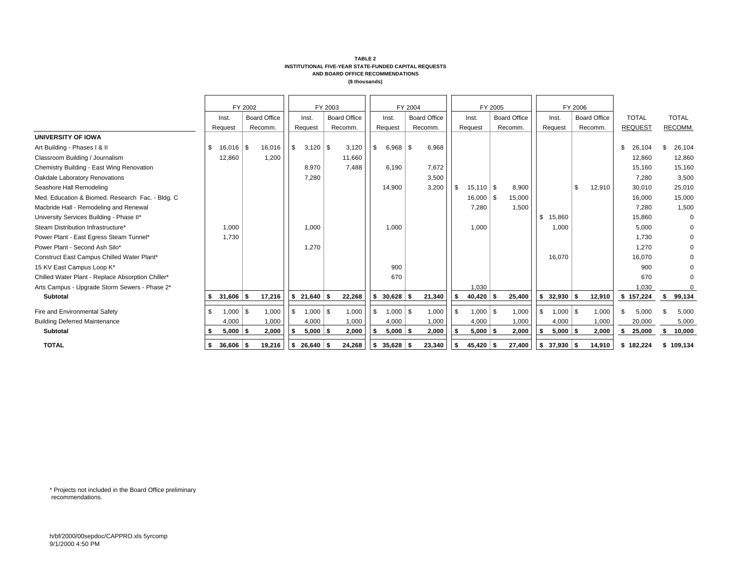**TABLE 2**
**INSTITUTIONAL FIVE-YEAR STATE-FUNDED CAPITAL REQUESTS**
**AND BOARD OFFICE RECOMMENDATIONS**
**($ thousands)**

| | FY 2002 | | FY 2003 | | FY 2004 | | FY 2005 | | FY 2006 | | | |
|---|---|---|---|---|---|---|---|---|---|---|---|---|
| | Inst. Request | Board Office Recomm. | Inst. Request | Board Office Recomm. | Inst. Request | Board Office Recomm. | Inst. Request | Board Office Recomm. | Inst. Request | Board Office Recomm. | TOTAL REQUEST | TOTAL RECOMM. |
| **UNIVERSITY OF IOWA** | | | | | | | | | | | | |
| Art Building - Phases I & II | $ 16,016 | $ 16,016 | $ 3,120 | $ 3,120 | $ 6,968 | $ 6,968 | | | | | $ 26,104 | $ 26,104 |
| Classroom Building / Journalism | 12,860 | 1,200 | | 11,660 | | | | | | | 12,860 | 12,860 |
| Chemistry Building - East Wing Renovation | | | 8,970 | 7,488 | 6,190 | 7,672 | | | | | 15,160 | 15,160 |
| Oakdale Laboratory Renovations | | | 7,280 | | | 3,500 | | | | | 7,280 | 3,500 |
| Seashore Hall Remodeling | | | | | 14,900 | 3,200 | $ 15,110 | $ 8,900 | | $ 12,910 | 30,010 | 25,010 |
| Med. Education & Biomed. Research Fac. - Bldg. C | | | | | | | 16,000 | $ 15,000 | | | 16,000 | 15,000 |
| Macbride Hall - Remodeling and Renewal | | | | | | | 7,280 | 1,500 | | | 7,280 | 1,500 |
| University Services Building - Phase II* | | | | | | | | | $ 15,860 | | 15,860 | 0 |
| Steam Distribution Infrastructure* | 1,000 | | 1,000 | | 1,000 | | 1,000 | | 1,000 | | 5,000 | 0 |
| Power Plant - East Egress Steam Tunnel* | 1,730 | | | | | | | | | | 1,730 | 0 |
| Power Plant - Second Ash Silo* | | | 1,270 | | | | | | | | 1,270 | 0 |
| Construct East Campus Chilled Water Plant* | | | | | | | | | 16,070 | | 16,070 | 0 |
| 15 KV East Campus Loop K* | | | | | 900 | | | | | | 900 | 0 |
| Chilled Water Plant - Replace Absorption Chiller* | | | | | 670 | | | | | | 670 | 0 |
| Arts Campus - Upgrade Storm Sewers - Phase 2* | | | | | | | 1,030 | | | | 1,030 | 0 |
| **Subtotal** | **$ 31,606** | **$ 17,216** | **$ 21,640** | **$ 22,268** | **$ 30,628** | **$ 21,340** | **$ 40,420** | **$ 25,400** | **$ 32,930** | **$ 12,910** | **$ 157,224** | **$ 99,134** |
| Fire and Environmental Safety | $ 1,000 | $ 1,000 | $ 1,000 | $ 1,000 | $ 1,000 | $ 1,000 | $ 1,000 | $ 1,000 | $ 1,000 | $ 1,000 | $ 5,000 | $ 5,000 |
| Building Deferred Maintenance | 4,000 | 1,000 | 4,000 | 1,000 | 4,000 | 1,000 | 4,000 | 1,000 | 4,000 | 1,000 | 20,000 | 5,000 |
| **Subtotal** | **$ 5,000** | **$ 2,000** | **$ 5,000** | **$ 2,000** | **$ 5,000** | **$ 2,000** | **$ 5,000** | **$ 2,000** | **$ 5,000** | **$ 2,000** | **$ 25,000** | **$ 10,000** |
| **TOTAL** | **$ 36,606** | **$ 19,216** | **$ 26,640** | **$ 24,268** | **$ 35,628** | **$ 23,340** | **$ 45,420** | **$ 27,400** | **$ 37,930** | **$ 14,910** | **$ 182,224** | **$ 109,134** |

\* Projects not included in the Board Office preliminary recommendations.

h/bf/2000/00sepdoc/CAPPRO.xls 5yrcomp
9/1/2000 4:50 PM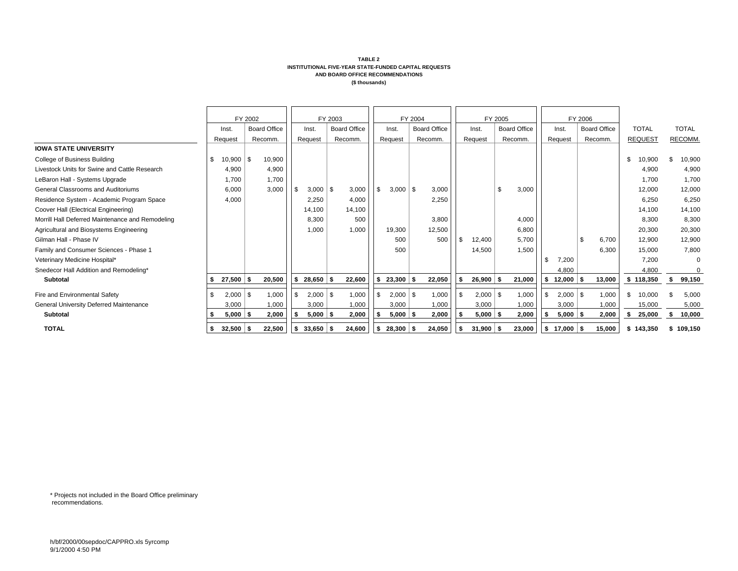**TABLE 2**
**INSTITUTIONAL FIVE-YEAR STATE-FUNDED CAPITAL REQUESTS**
**AND BOARD OFFICE RECOMMENDATIONS**
**($ thousands)**

| | FY 2002 | | FY 2003 | | FY 2004 | | FY 2005 | | FY 2006 | | | |
|---|---|---|---|---|---|---|---|---|---|---|---|---|
| | Inst. Request | Board Office Recomm. | Inst. Request | Board Office Recomm. | Inst. Request | Board Office Recomm. | Inst. Request | Board Office Recomm. | Inst. Request | Board Office Recomm. | TOTAL REQUEST | TOTAL RECOMM. |
| **IOWA STATE UNIVERSITY** | | | | | | | | | | | | |
| College of Business Building | $ 10,900 | $ 10,900 | | | | | | | | | $ 10,900 | $ 10,900 |
| Livestock Units for Swine and Cattle Research | 4,900 | 4,900 | | | | | | | | | 4,900 | 4,900 |
| LeBaron Hall - Systems Upgrade | 1,700 | 1,700 | | | | | | | | | 1,700 | 1,700 |
| General Classrooms and Auditoriums | 6,000 | 3,000 | $ 3,000 | $ 3,000 | $ 3,000 | $ 3,000 | | $ 3,000 | | | 12,000 | 12,000 |
| Residence System - Academic Program Space | 4,000 | | 2,250 | 4,000 | | 2,250 | | | | | 6,250 | 6,250 |
| Coover Hall (Electrical Engineering) | | | 14,100 | 14,100 | | | | | | | 14,100 | 14,100 |
| Morrill Hall Deferred Maintenance and Remodeling | | | 8,300 | 500 | | 3,800 | | 4,000 | | | 8,300 | 8,300 |
| Agricultural and Biosystems Engineering | | | 1,000 | 1,000 | 19,300 | 12,500 | | 6,800 | | | 20,300 | 20,300 |
| Gilman Hall - Phase IV | | | | | 500 | 500 | $ 12,400 | 5,700 | | $ 6,700 | 12,900 | 12,900 |
| Family and Consumer Sciences - Phase 1 | | | | | 500 | | 14,500 | 1,500 | | 6,300 | 15,000 | 7,800 |
| Veterinary Medicine Hospital* | | | | | | | | | $ 7,200 | | 7,200 | 0 |
| Snedecor Hall Addition and Remodeling* | | | | | | | | | 4,800 | | 4,800 | 0 |
| **Subtotal** | **$ 27,500** | **$ 20,500** | **$ 28,650** | **$ 22,600** | **$ 23,300** | **$ 22,050** | **$ 26,900** | **$ 21,000** | **$ 12,000** | **$ 13,000** | **$ 118,350** | **$ 99,150** |
| Fire and Environmental Safety | $ 2,000 | $ 1,000 | $ 2,000 | $ 1,000 | $ 2,000 | $ 1,000 | $ 2,000 | $ 1,000 | $ 2,000 | $ 1,000 | $ 10,000 | $ 5,000 |
| General University Deferred Maintenance | 3,000 | 1,000 | 3,000 | 1,000 | 3,000 | 1,000 | 3,000 | 1,000 | 3,000 | 1,000 | 15,000 | 5,000 |
| **Subtotal** | **$ 5,000** | **$ 2,000** | **$ 5,000** | **$ 2,000** | **$ 5,000** | **$ 2,000** | **$ 5,000** | **$ 2,000** | **$ 5,000** | **$ 2,000** | **$ 25,000** | **$ 10,000** |
| **TOTAL** | **$ 32,500** | **$ 22,500** | **$ 33,650** | **$ 24,600** | **$ 28,300** | **$ 24,050** | **$ 31,900** | **$ 23,000** | **$ 17,000** | **$ 15,000** | **$ 143,350** | **$ 109,150** |

\* Projects not included in the Board Office preliminary recommendations.

h/bf/2000/00sepdoc/CAPPRO.xls 5yrcomp
9/1/2000 4:50 PM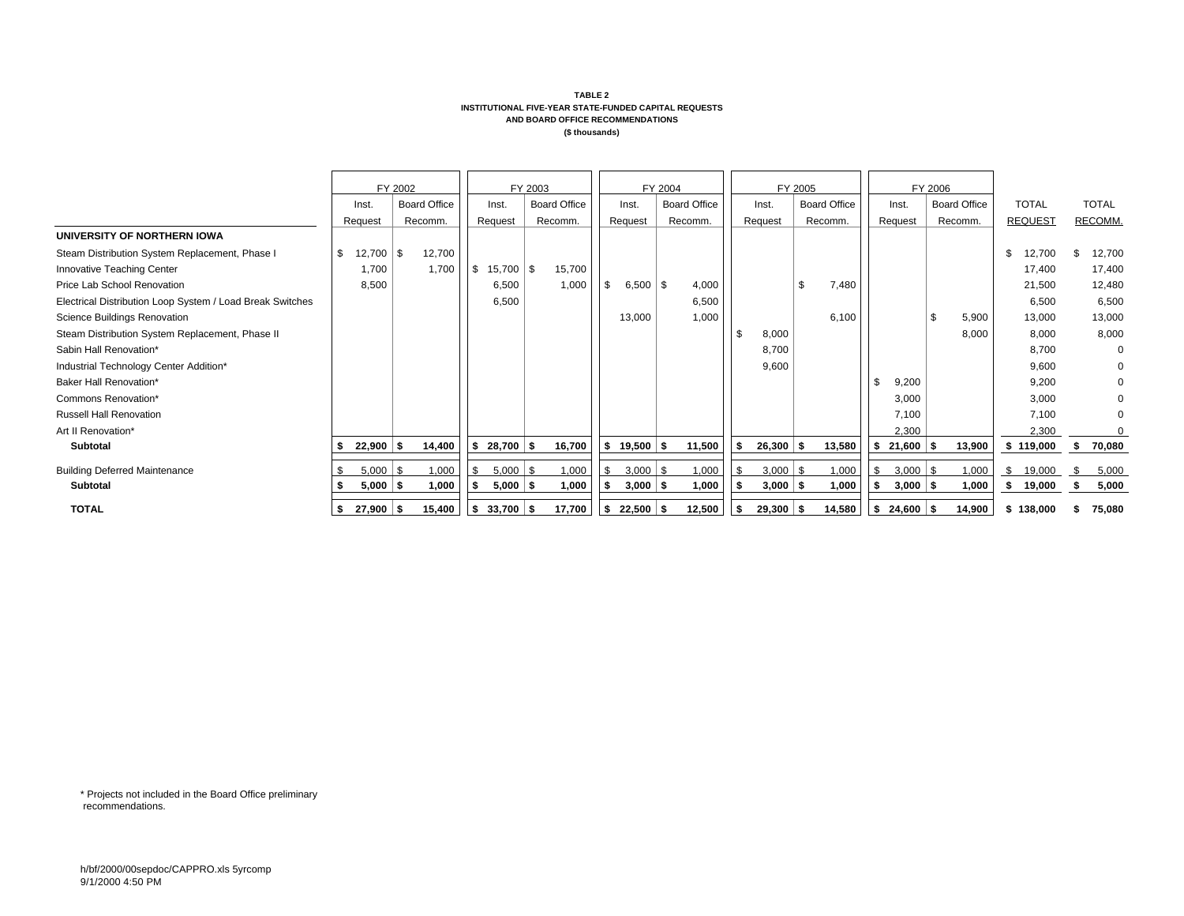**TABLE 2**
**INSTITUTIONAL FIVE-YEAR STATE-FUNDED CAPITAL REQUESTS**
**AND BOARD OFFICE RECOMMENDATIONS**
**($ thousands)**

| | FY 2002 | | FY 2003 | | FY 2004 | | FY 2005 | | FY 2006 | | | |
|---|---|---|---|---|---|---|---|---|---|---|---|---|
| | Inst. Request | Board Office Recomm. | Inst. Request | Board Office Recomm. | Inst. Request | Board Office Recomm. | Inst. Request | Board Office Recomm. | Inst. Request | Board Office Recomm. | TOTAL REQUEST | TOTAL RECOMM. |
| **UNIVERSITY OF NORTHERN IOWA** | | | | | | | | | | | | |
| Steam Distribution System Replacement, Phase I | $ 12,700 | $ 12,700 | | | | | | | | | $ 12,700 | $ 12,700 |
| Innovative Teaching Center | 1,700 | 1,700 | $ 15,700 | $ 15,700 | | | | | | | 17,400 | 17,400 |
| Price Lab School Renovation | 8,500 | | 6,500 | 1,000 | $ 6,500 | $ 4,000 | | $ 7,480 | | | 21,500 | 12,480 |
| Electrical Distribution Loop System / Load Break Switches | | | 6,500 | | | 6,500 | | | | | 6,500 | 6,500 |
| Science Buildings Renovation | | | | | 13,000 | 1,000 | | 6,100 | | $ 5,900 | 13,000 | 13,000 |
| Steam Distribution System Replacement, Phase II | | | | | | | $ 8,000 | | | 8,000 | 8,000 | 8,000 |
| Sabin Hall Renovation* | | | | | | | 8,700 | | | | 8,700 | 0 |
| Industrial Technology Center Addition* | | | | | | | 9,600 | | | | 9,600 | 0 |
| Baker Hall Renovation* | | | | | | | | | $ 9,200 | | 9,200 | 0 |
| Commons Renovation* | | | | | | | | | 3,000 | | 3,000 | 0 |
| Russell Hall Renovation | | | | | | | | | 7,100 | | 7,100 | 0 |
| Art II Renovation* | | | | | | | | | 2,300 | | 2,300 | 0 |
| **Subtotal** | **$ 22,900** | **$ 14,400** | **$ 28,700** | **$ 16,700** | **$ 19,500** | **$ 11,500** | **$ 26,300** | **$ 13,580** | **$ 21,600** | **$ 13,900** | **$ 119,000** | **$ 70,080** |
| Building Deferred Maintenance | $ 5,000 | $ 1,000 | $ 5,000 | $ 1,000 | $ 3,000 | $ 1,000 | $ 3,000 | $ 1,000 | $ 3,000 | $ 1,000 | $ 19,000 | $ 5,000 |
| **Subtotal** | **$ 5,000** | **$ 1,000** | **$ 5,000** | **$ 1,000** | **$ 3,000** | **$ 1,000** | **$ 3,000** | **$ 1,000** | **$ 3,000** | **$ 1,000** | **$ 19,000** | **$ 5,000** |
| **TOTAL** | **$ 27,900** | **$ 15,400** | **$ 33,700** | **$ 17,700** | **$ 22,500** | **$ 12,500** | **$ 29,300** | **$ 14,580** | **$ 24,600** | **$ 14,900** | **$ 138,000** | **$ 75,080** |

\* Projects not included in the Board Office preliminary recommendations.

h/bf/2000/00sepdoc/CAPPRO.xls 5yrcomp
9/1/2000 4:50 PM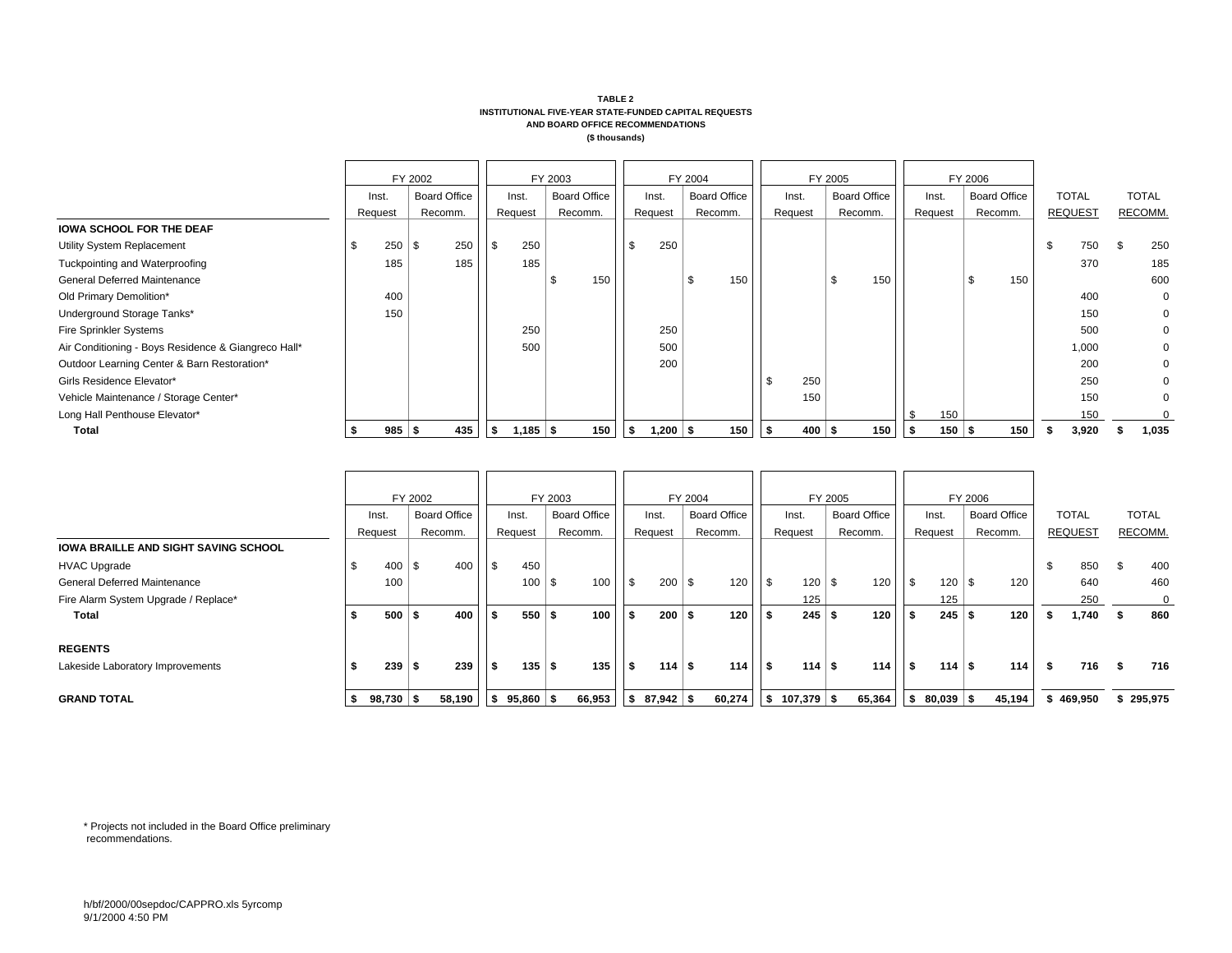**TABLE 2**
**INSTITUTIONAL FIVE-YEAR STATE-FUNDED CAPITAL REQUESTS**
**AND BOARD OFFICE RECOMMENDATIONS**
**($ thousands)**

| | FY 2002 | | FY 2003 | | FY 2004 | | FY 2005 | | FY 2006 | | | |
|---|---|---|---|---|---|---|---|---|---|---|---|---|
| | Inst. Request | Board Office Recomm. | Inst. Request | Board Office Recomm. | Inst. Request | Board Office Recomm. | Inst. Request | Board Office Recomm. | Inst. Request | Board Office Recomm. | TOTAL REQUEST | TOTAL RECOMM. |
| **IOWA SCHOOL FOR THE DEAF** | | | | | | | | | | | | |
| Utility System Replacement | $ 250 | $ 250 | $ 250 | | $ 250 | | | | | | $ 750 | $ 250 |
| Tuckpointing and Waterproofing | 185 | 185 | 185 | | | | | | | | 370 | 185 |
| General Deferred Maintenance | | | | $ 150 | | $ 150 | | $ 150 | | $ 150 | | 600 |
| Old Primary Demolition* | 400 | | | | | | | | | | 400 | 0 |
| Underground Storage Tanks* | 150 | | | | | | | | | | 150 | 0 |
| Fire Sprinkler Systems | | | 250 | | 250 | | | | | | 500 | 0 |
| Air Conditioning - Boys Residence & Giangreco Hall* | | | 500 | | 500 | | | | | | 1,000 | 0 |
| Outdoor Learning Center & Barn Restoration* | | | | | 200 | | | | | | 200 | 0 |
| Girls Residence Elevator* | | | | | | | $ 250 | | | | 250 | 0 |
| Vehicle Maintenance / Storage Center* | | | | | | | 150 | | | | 150 | 0 |
| Long Hall Penthouse Elevator* | | | | | | | | | $ 150 | | 150 | 0 |
| **Total** | **$ 985** | **$ 435** | **$ 1,185** | **$ 150** | **$ 1,200** | **$ 150** | **$ 400** | **$ 150** | **$ 150** | **$ 150** | **$ 3,920** | **$ 1,035** |

| | FY 2002 | | FY 2003 | | FY 2004 | | FY 2005 | | FY 2006 | | | |
|---|---|---|---|---|---|---|---|---|---|---|---|---|
| | Inst. Request | Board Office Recomm. | Inst. Request | Board Office Recomm. | Inst. Request | Board Office Recomm. | Inst. Request | Board Office Recomm. | Inst. Request | Board Office Recomm. | TOTAL REQUEST | TOTAL RECOMM. |
| **IOWA BRAILLE AND SIGHT SAVING SCHOOL** | | | | | | | | | | | | |
| HVAC Upgrade | $ 400 | $ 400 | $ 450 | | | | | | | | $ 850 | $ 400 |
| General Deferred Maintenance | 100 | | 100 | $ 100 | $ 200 | $ 120 | $ 120 | $ 120 | $ 120 | $ 120 | 640 | 460 |
| Fire Alarm System Upgrade / Replace* | | | | | | | 125 | | 125 | | 250 | 0 |
| **Total** | **$ 500** | **$ 400** | **$ 550** | **$ 100** | **$ 200** | **$ 120** | **$ 245** | **$ 120** | **$ 245** | **$ 120** | **$ 1,740** | **$ 860** |
| **REGENTS** | | | | | | | | | | | | |
| Lakeside Laboratory Improvements | **$ 239** | **$ 239** | **$ 135** | **$ 135** | **$ 114** | **$ 114** | **$ 114** | **$ 114** | **$ 114** | **$ 114** | **$ 716** | **$ 716** |
| **GRAND TOTAL** | **$ 98,730** | **$ 58,190** | **$ 95,860** | **$ 66,953** | **$ 87,942** | **$ 60,274** | **$ 107,379** | **$ 65,364** | **$ 80,039** | **$ 45,194** | **$ 469,950** | **$ 295,975** |

\* Projects not included in the Board Office preliminary recommendations.

h/bf/2000/00sepdoc/CAPPRO.xls 5yrcomp
9/1/2000 4:50 PM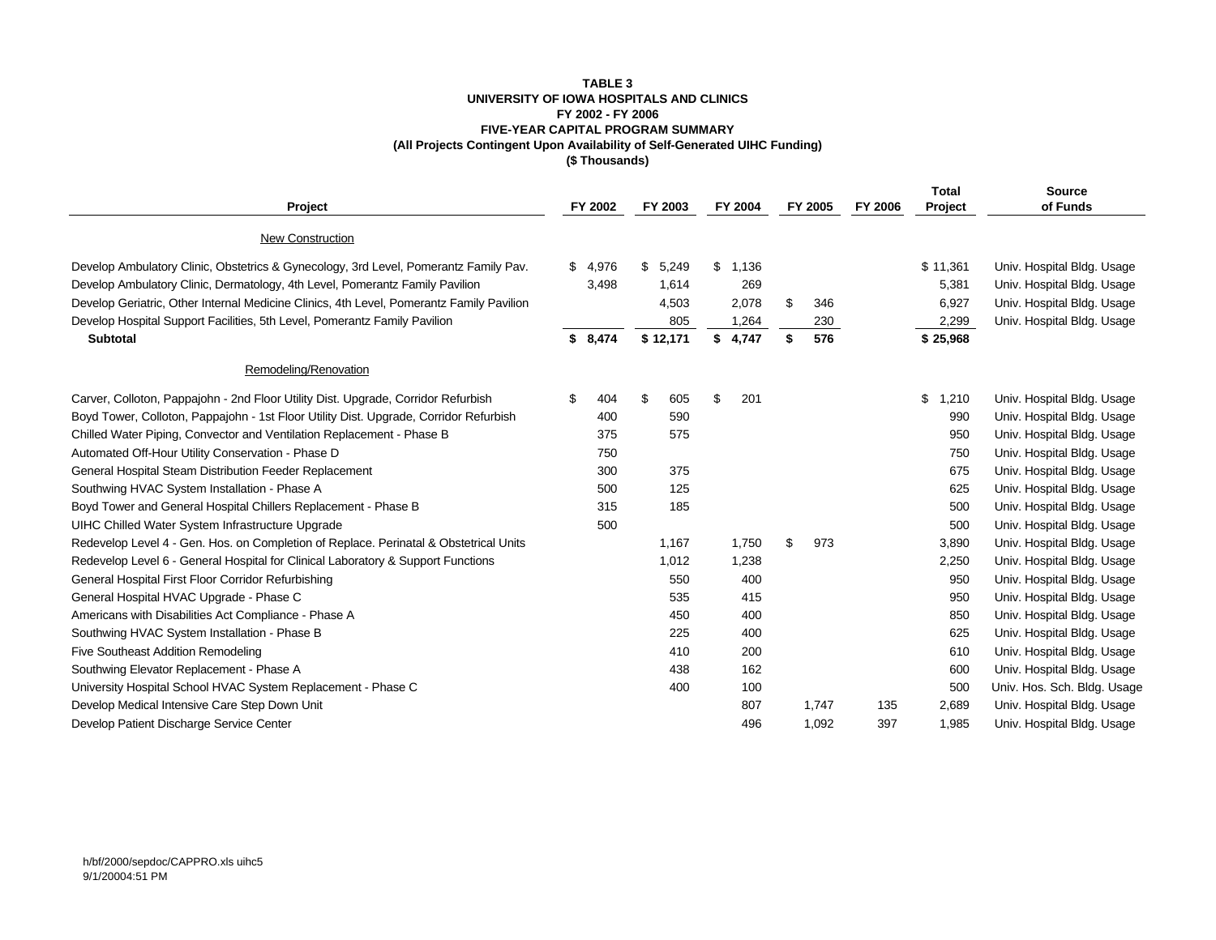**TABLE 3**
**UNIVERSITY OF IOWA HOSPITALS AND CLINICS**
**FY 2002 - FY 2006**
**FIVE-YEAR CAPITAL PROGRAM SUMMARY**
**(All Projects Contingent Upon Availability of Self-Generated UIHC Funding)**
**($ Thousands)**

| Project | FY 2002 | FY 2003 | FY 2004 | FY 2005 | FY 2006 | Total Project | Source of Funds |
|---|---|---|---|---|---|---|---|
| New Construction | | | | | | | |
| Develop Ambulatory Clinic, Obstetrics & Gynecology, 3rd Level, Pomerantz Family Pav. | $ 4,976 | $ 5,249 | $ 1,136 | | | $ 11,361 | Univ. Hospital Bldg. Usage |
| Develop Ambulatory Clinic, Dermatology, 4th Level, Pomerantz Family Pavilion | 3,498 | 1,614 | 269 | | | 5,381 | Univ. Hospital Bldg. Usage |
| Develop Geriatric, Other Internal Medicine Clinics, 4th Level, Pomerantz Family Pavilion | | 4,503 | 2,078 | $ 346 | | 6,927 | Univ. Hospital Bldg. Usage |
| Develop Hospital Support Facilities, 5th Level, Pomerantz Family Pavilion | | 805 | 1,264 | 230 | | 2,299 | Univ. Hospital Bldg. Usage |
| **Subtotal** | **$ 8,474** | **$ 12,171** | **$ 4,747** | **$ 576** | | **$ 25,968** | |
| Remodeling/Renovation | | | | | | | |
| Carver, Colloton, Pappajohn - 2nd Floor Utility Dist. Upgrade, Corridor Refurbish | $ 404 | $ 605 | $ 201 | | | $ 1,210 | Univ. Hospital Bldg. Usage |
| Boyd Tower, Colloton, Pappajohn - 1st Floor Utility Dist. Upgrade, Corridor Refurbish | 400 | 590 | | | | 990 | Univ. Hospital Bldg. Usage |
| Chilled Water Piping, Convector and Ventilation Replacement - Phase B | 375 | 575 | | | | 950 | Univ. Hospital Bldg. Usage |
| Automated Off-Hour Utility Conservation - Phase D | 750 | | | | | 750 | Univ. Hospital Bldg. Usage |
| General Hospital Steam Distribution Feeder Replacement | 300 | 375 | | | | 675 | Univ. Hospital Bldg. Usage |
| Southwing HVAC System Installation - Phase A | 500 | 125 | | | | 625 | Univ. Hospital Bldg. Usage |
| Boyd Tower and General Hospital Chillers Replacement - Phase B | 315 | 185 | | | | 500 | Univ. Hospital Bldg. Usage |
| UIHC Chilled Water System Infrastructure Upgrade | 500 | | | | | 500 | Univ. Hospital Bldg. Usage |
| Redevelop Level 4 - Gen. Hos. on Completion of Replace. Perinatal & Obstetrical Units | | 1,167 | 1,750 | $ 973 | | 3,890 | Univ. Hospital Bldg. Usage |
| Redevelop Level 6 - General Hospital for Clinical Laboratory & Support Functions | | 1,012 | 1,238 | | | 2,250 | Univ. Hospital Bldg. Usage |
| General Hospital First Floor Corridor Refurbishing | | 550 | 400 | | | 950 | Univ. Hospital Bldg. Usage |
| General Hospital HVAC Upgrade - Phase C | | 535 | 415 | | | 950 | Univ. Hospital Bldg. Usage |
| Americans with Disabilities Act Compliance - Phase A | | 450 | 400 | | | 850 | Univ. Hospital Bldg. Usage |
| Southwing HVAC System Installation - Phase B | | 225 | 400 | | | 625 | Univ. Hospital Bldg. Usage |
| Five Southeast Addition Remodeling | | 410 | 200 | | | 610 | Univ. Hospital Bldg. Usage |
| Southwing Elevator Replacement - Phase A | | 438 | 162 | | | 600 | Univ. Hospital Bldg. Usage |
| University Hospital School HVAC System Replacement - Phase C | | 400 | 100 | | | 500 | Univ. Hos. Sch. Bldg. Usage |
| Develop Medical Intensive Care Step Down Unit | | | 807 | 1,747 | 135 | 2,689 | Univ. Hospital Bldg. Usage |
| Develop Patient Discharge Service Center | | | 496 | 1,092 | 397 | 1,985 | Univ. Hospital Bldg. Usage |

h/bf/2000/sepdoc/CAPPRO.xls uihc5
9/1/20004:51 PM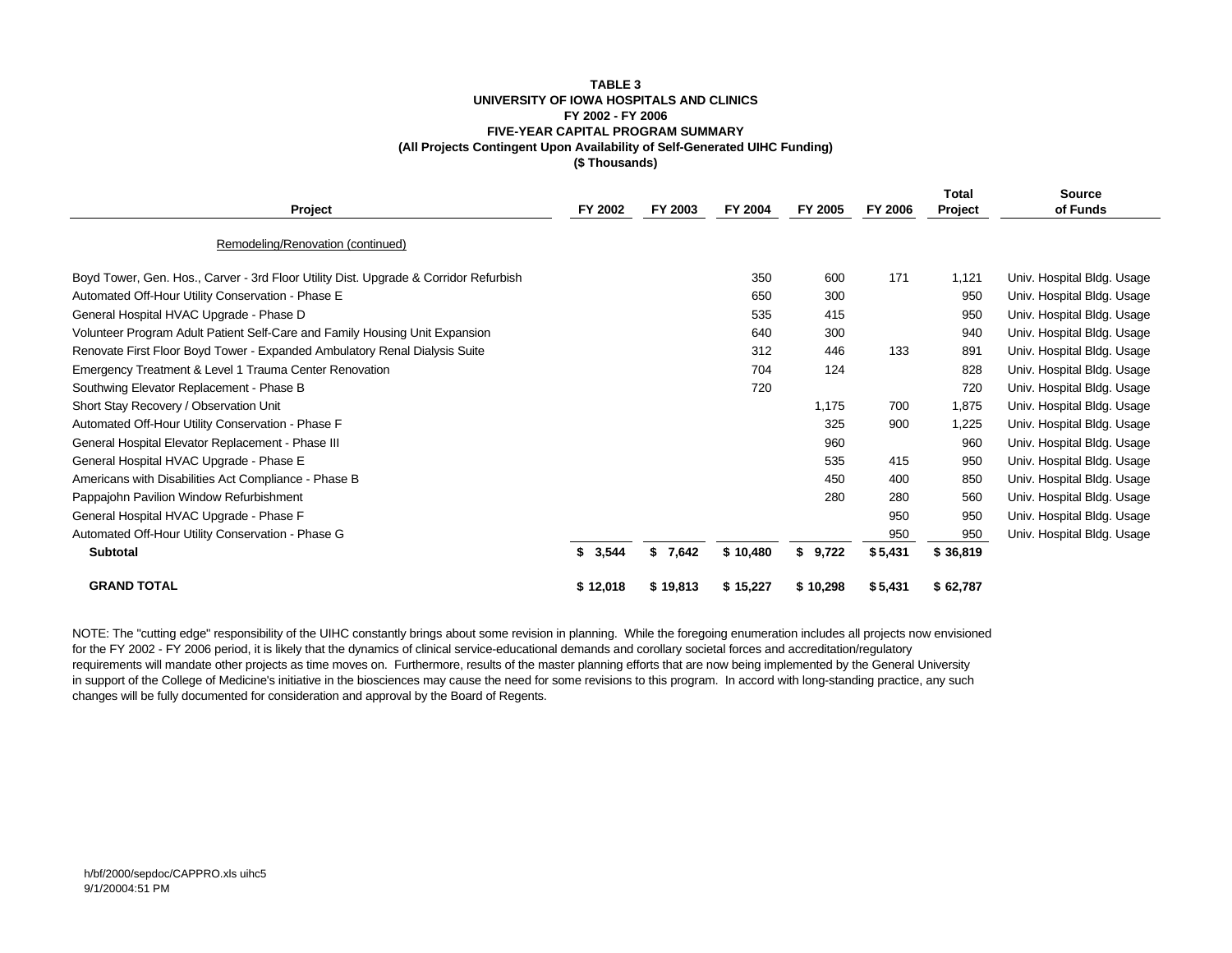**TABLE 3**
**UNIVERSITY OF IOWA HOSPITALS AND CLINICS**
**FY 2002 - FY 2006**
**FIVE-YEAR CAPITAL PROGRAM SUMMARY**
**(All Projects Contingent Upon Availability of Self-Generated UIHC Funding)**
**($ Thousands)**

| Project | FY 2002 | FY 2003 | FY 2004 | FY 2005 | FY 2006 | Total Project | Source of Funds |
|---|---|---|---|---|---|---|---|
| Remodeling/Renovation (continued) | | | | | | | |
| Boyd Tower, Gen. Hos., Carver - 3rd Floor Utility Dist. Upgrade & Corridor Refurbish | | | 350 | 600 | 171 | 1,121 | Univ. Hospital Bldg. Usage |
| Automated Off-Hour Utility Conservation - Phase E | | | 650 | 300 | | 950 | Univ. Hospital Bldg. Usage |
| General Hospital HVAC Upgrade - Phase D | | | 535 | 415 | | 950 | Univ. Hospital Bldg. Usage |
| Volunteer Program Adult Patient Self-Care and Family Housing Unit Expansion | | | 640 | 300 | | 940 | Univ. Hospital Bldg. Usage |
| Renovate First Floor Boyd Tower - Expanded Ambulatory Renal Dialysis Suite | | | 312 | 446 | 133 | 891 | Univ. Hospital Bldg. Usage |
| Emergency Treatment & Level 1 Trauma Center Renovation | | | 704 | 124 | | 828 | Univ. Hospital Bldg. Usage |
| Southwing Elevator Replacement - Phase B | | | 720 | | | 720 | Univ. Hospital Bldg. Usage |
| Short Stay Recovery / Observation Unit | | | | 1,175 | 700 | 1,875 | Univ. Hospital Bldg. Usage |
| Automated Off-Hour Utility Conservation - Phase F | | | | 325 | 900 | 1,225 | Univ. Hospital Bldg. Usage |
| General Hospital Elevator Replacement - Phase III | | | | 960 | | 960 | Univ. Hospital Bldg. Usage |
| General Hospital HVAC Upgrade - Phase E | | | | 535 | 415 | 950 | Univ. Hospital Bldg. Usage |
| Americans with Disabilities Act Compliance - Phase B | | | | 450 | 400 | 850 | Univ. Hospital Bldg. Usage |
| Pappajohn Pavilion Window Refurbishment | | | | 280 | 280 | 560 | Univ. Hospital Bldg. Usage |
| General Hospital HVAC Upgrade - Phase F | | | | | 950 | 950 | Univ. Hospital Bldg. Usage |
| Automated Off-Hour Utility Conservation - Phase G | | | | | 950 | 950 | Univ. Hospital Bldg. Usage |
| **Subtotal** | **$ 3,544** | **$ 7,642** | **$ 10,480** | **$ 9,722** | **$ 5,431** | **$ 36,819** | |
| **GRAND TOTAL** | **$ 12,018** | **$ 19,813** | **$ 15,227** | **$ 10,298** | **$ 5,431** | **$ 62,787** | |

NOTE: The "cutting edge" responsibility of the UIHC constantly brings about some revision in planning. While the foregoing enumeration includes all projects now envisioned for the FY 2002 - FY 2006 period, it is likely that the dynamics of clinical service-educational demands and corollary societal forces and accreditation/regulatory requirements will mandate other projects as time moves on. Furthermore, results of the master planning efforts that are now being implemented by the General University in support of the College of Medicine's initiative in the biosciences may cause the need for some revisions to this program. In accord with long-standing practice, any such changes will be fully documented for consideration and approval by the Board of Regents.

h/bf/2000/sepdoc/CAPPRO.xls uihc5
9/1/20004:51 PM